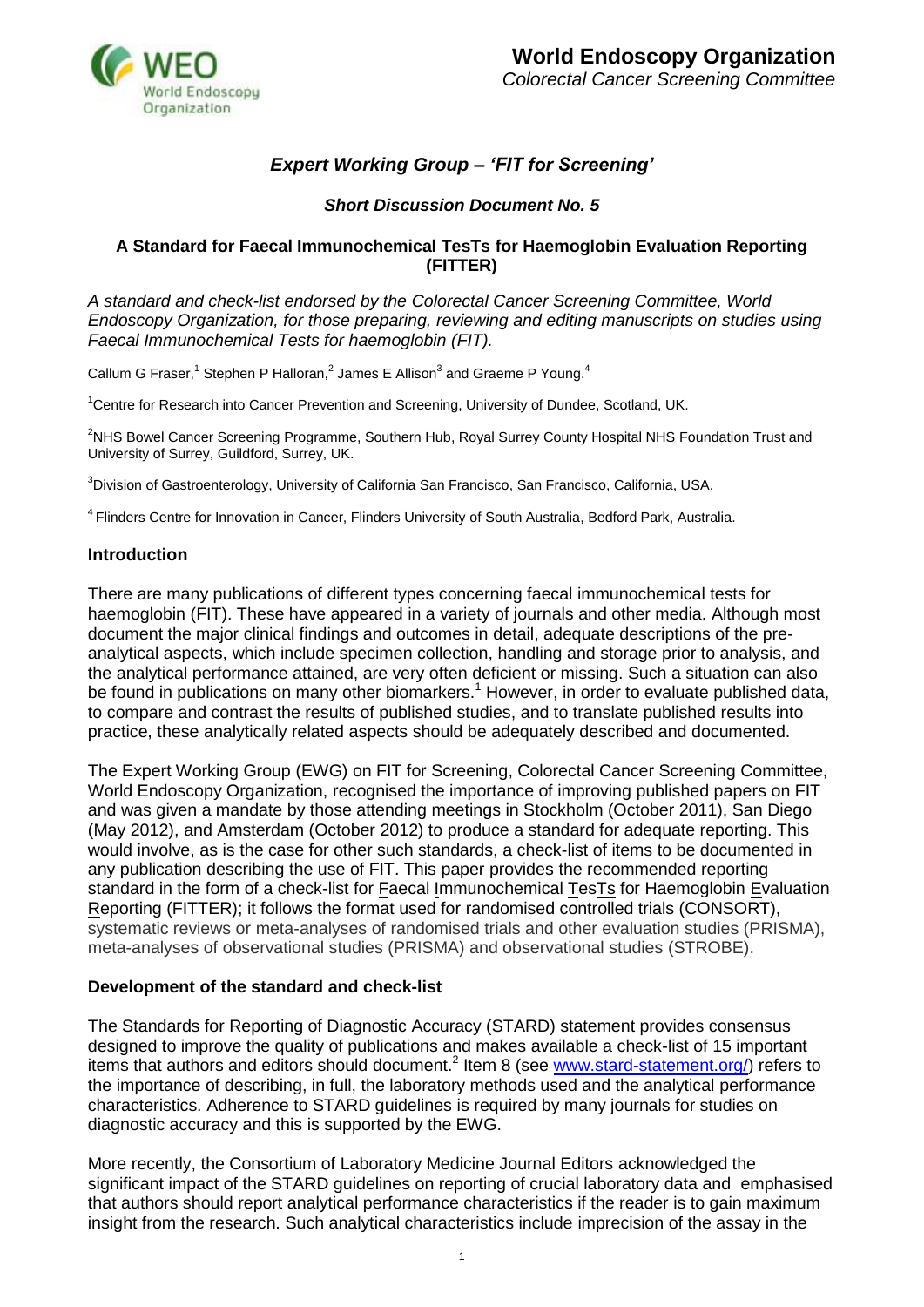**World Endoscopy Organization**
*Colorectal Cancer Screening Committee*

## *Expert Working Group – 'FIT for Screening'*

### *Short Discussion Document No. 5*

# A Standard for Faecal Immunochemical TesTs for Haemoglobin Evaluation Reporting (FITTER)

*A standard and check-list endorsed by the Colorectal Cancer Screening Committee, World Endoscopy Organization, for those preparing, reviewing and editing manuscripts on studies using Faecal Immunochemical Tests for haemoglobin (FIT).*

Callum G Fraser,[1] Stephen P Halloran,[2] James E Allison[3] and Graeme P Young.[4]

[1]Centre for Research into Cancer Prevention and Screening, University of Dundee, Scotland, UK.

[2]NHS Bowel Cancer Screening Programme, Southern Hub, Royal Surrey County Hospital NHS Foundation Trust and University of Surrey, Guildford, Surrey, UK.

[3]Division of Gastroenterology, University of California San Francisco, San Francisco, California, USA.

[4] Flinders Centre for Innovation in Cancer, Flinders University of South Australia, Bedford Park, Australia.

## Introduction

There are many publications of different types concerning faecal immunochemical tests for haemoglobin (FIT). These have appeared in a variety of journals and other media. Although most document the major clinical findings and outcomes in detail, adequate descriptions of the pre-analytical aspects, which include specimen collection, handling and storage prior to analysis, and the analytical performance attained, are very often deficient or missing. Such a situation can also be found in publications on many other biomarkers.[1] However, in order to evaluate published data, to compare and contrast the results of published studies, and to translate published results into practice, these analytically related aspects should be adequately described and documented.

The Expert Working Group (EWG) on FIT for Screening, Colorectal Cancer Screening Committee, World Endoscopy Organization, recognised the importance of improving published papers on FIT and was given a mandate by those attending meetings in Stockholm (October 2011), San Diego (May 2012), and Amsterdam (October 2012) to produce a standard for adequate reporting. This would involve, as is the case for other such standards, a check-list of items to be documented in any publication describing the use of FIT. This paper provides the recommended reporting standard in the form of a check-list for Faecal Immunochemical TesTs for Haemoglobin Evaluation Reporting (FITTER); it follows the format used for randomised controlled trials (CONSORT), systematic reviews or meta-analyses of randomised trials and other evaluation studies (PRISMA), meta-analyses of observational studies (PRISMA) and observational studies (STROBE).

## Development of the standard and check-list

The Standards for Reporting of Diagnostic Accuracy (STARD) statement provides consensus designed to improve the quality of publications and makes available a check-list of 15 important items that authors and editors should document.[2] Item 8 (see www.stard-statement.org/) refers to the importance of describing, in full, the laboratory methods used and the analytical performance characteristics. Adherence to STARD guidelines is required by many journals for studies on diagnostic accuracy and this is supported by the EWG.

More recently, the Consortium of Laboratory Medicine Journal Editors acknowledged the significant impact of the STARD guidelines on reporting of crucial laboratory data and emphasised that authors should report analytical performance characteristics if the reader is to gain maximum insight from the research. Such analytical characteristics include imprecision of the assay in the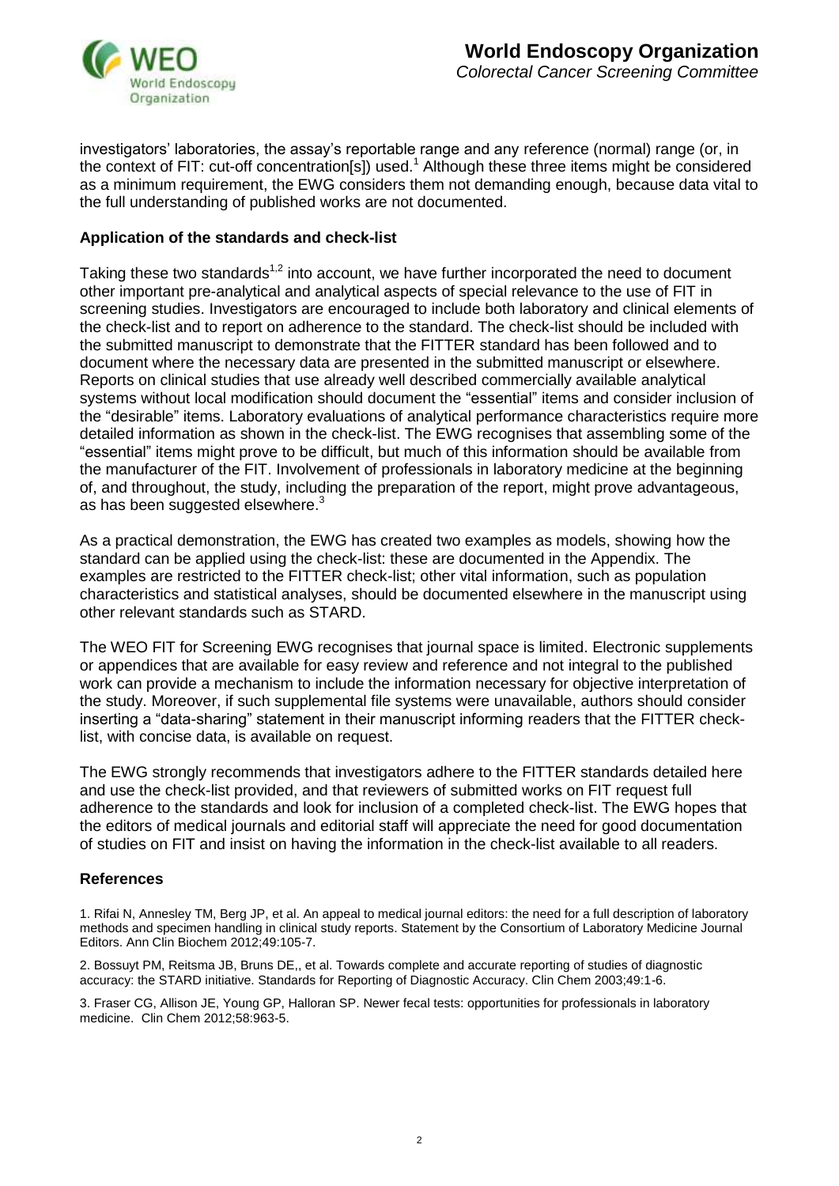investigators' laboratories, the assay's reportable range and any reference (normal) range (or, in the context of FIT: cut-off concentration[s]) used.[1] Although these three items might be considered as a minimum requirement, the EWG considers them not demanding enough, because data vital to the full understanding of published works are not documented.

### Application of the standards and check-list

Taking these two standards[1,2] into account, we have further incorporated the need to document other important pre-analytical and analytical aspects of special relevance to the use of FIT in screening studies. Investigators are encouraged to include both laboratory and clinical elements of the check-list and to report on adherence to the standard. The check-list should be included with the submitted manuscript to demonstrate that the FITTER standard has been followed and to document where the necessary data are presented in the submitted manuscript or elsewhere. Reports on clinical studies that use already well described commercially available analytical systems without local modification should document the "essential" items and consider inclusion of the "desirable" items. Laboratory evaluations of analytical performance characteristics require more detailed information as shown in the check-list. The EWG recognises that assembling some of the "essential" items might prove to be difficult, but much of this information should be available from the manufacturer of the FIT. Involvement of professionals in laboratory medicine at the beginning of, and throughout, the study, including the preparation of the report, might prove advantageous, as has been suggested elsewhere.[3]

As a practical demonstration, the EWG has created two examples as models, showing how the standard can be applied using the check-list: these are documented in the Appendix. The examples are restricted to the FITTER check-list; other vital information, such as population characteristics and statistical analyses, should be documented elsewhere in the manuscript using other relevant standards such as STARD.

The WEO FIT for Screening EWG recognises that journal space is limited. Electronic supplements or appendices that are available for easy review and reference and not integral to the published work can provide a mechanism to include the information necessary for objective interpretation of the study. Moreover, if such supplemental file systems were unavailable, authors should consider inserting a "data-sharing" statement in their manuscript informing readers that the FITTER check-list, with concise data, is available on request.

The EWG strongly recommends that investigators adhere to the FITTER standards detailed here and use the check-list provided, and that reviewers of submitted works on FIT request full adherence to the standards and look for inclusion of a completed check-list. The EWG hopes that the editors of medical journals and editorial staff will appreciate the need for good documentation of studies on FIT and insist on having the information in the check-list available to all readers.

### References

1. Rifai N, Annesley TM, Berg JP, et al. An appeal to medical journal editors: the need for a full description of laboratory methods and specimen handling in clinical study reports. Statement by the Consortium of Laboratory Medicine Journal Editors. Ann Clin Biochem 2012;49:105-7.

2. Bossuyt PM, Reitsma JB, Bruns DE,, et al. Towards complete and accurate reporting of studies of diagnostic accuracy: the STARD initiative. Standards for Reporting of Diagnostic Accuracy. Clin Chem 2003;49:1-6.

3. Fraser CG, Allison JE, Young GP, Halloran SP. Newer fecal tests: opportunities for professionals in laboratory medicine. Clin Chem 2012;58:963-5.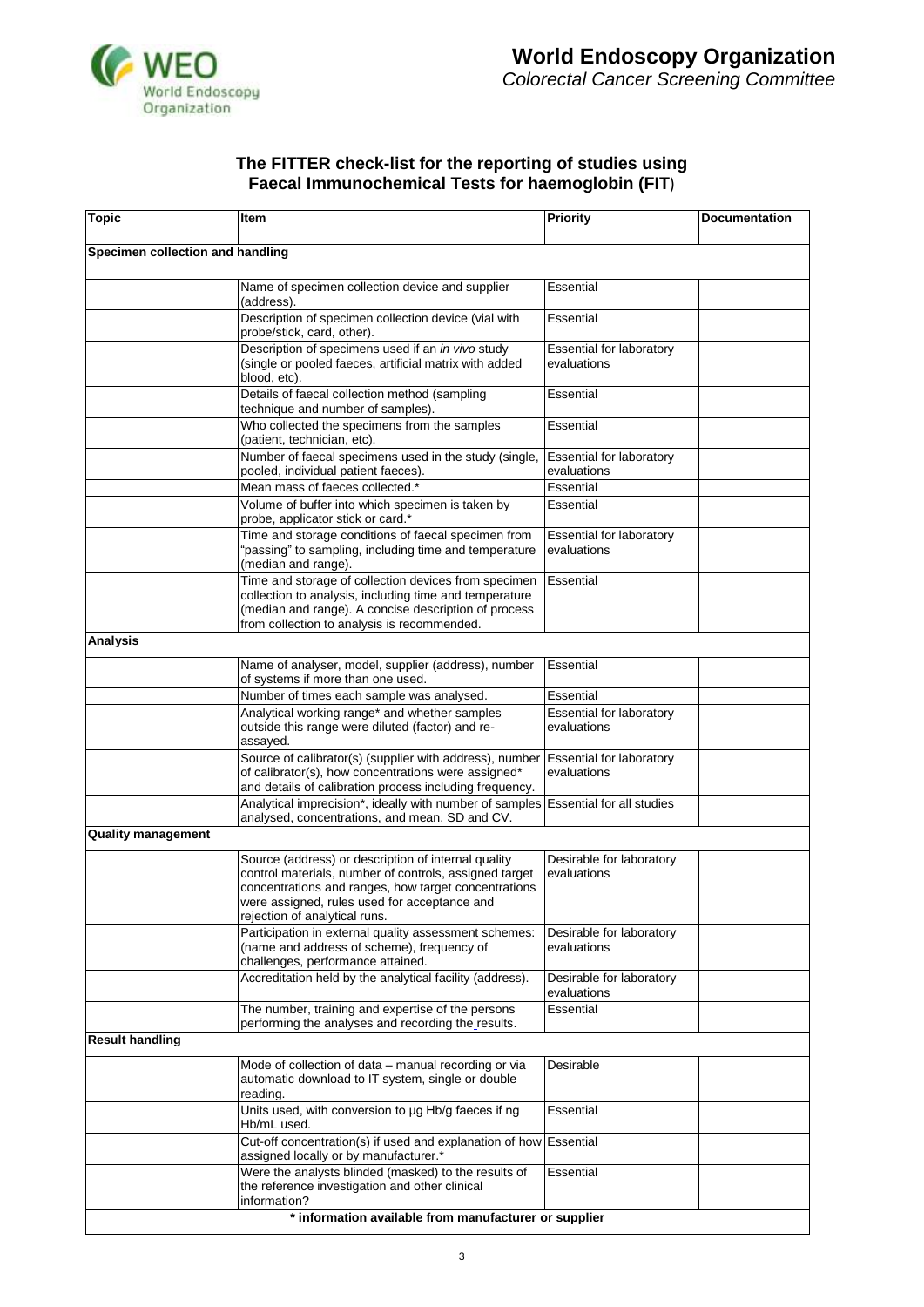# World Endoscopy Organization

*Colorectal Cancer Screening Committee*

## The FITTER check-list for the reporting of studies using Faecal Immunochemical Tests for haemoglobin (FIT)

| Topic | Item | Priority | Documentation |
|---|---|---|---|
| **Specimen collection and handling** | | | |
| | Name of specimen collection device and supplier (address). | Essential | |
| | Description of specimen collection device (vial with probe/stick, card, other). | Essential | |
| | Description of specimens used if an *in vivo* study (single or pooled faeces, artificial matrix with added blood, etc). | Essential for laboratory evaluations | |
| | Details of faecal collection method (sampling technique and number of samples). | Essential | |
| | Who collected the specimens from the samples (patient, technician, etc). | Essential | |
| | Number of faecal specimens used in the study (single, pooled, individual patient faeces). | Essential for laboratory evaluations | |
| | Mean mass of faeces collected.* | Essential | |
| | Volume of buffer into which specimen is taken by probe, applicator stick or card.* | Essential | |
| | Time and storage conditions of faecal specimen from "passing" to sampling, including time and temperature (median and range). | Essential for laboratory evaluations | |
| | Time and storage of collection devices from specimen collection to analysis, including time and temperature (median and range). A concise description of process from collection to analysis is recommended. | Essential | |
| **Analysis** | | | |
| | Name of analyser, model, supplier (address), number of systems if more than one used. | Essential | |
| | Number of times each sample was analysed. | Essential | |
| | Analytical working range* and whether samples outside this range were diluted (factor) and re-assayed. | Essential for laboratory evaluations | |
| | Source of calibrator(s) (supplier with address), number of calibrator(s), how concentrations were assigned* and details of calibration process including frequency. | Essential for laboratory evaluations | |
| | Analytical imprecision*, ideally with number of samples analysed, concentrations, and mean, SD and CV. | Essential for all studies | |
| **Quality management** | | | |
| | Source (address) or description of internal quality control materials, number of controls, assigned target concentrations and ranges, how target concentrations were assigned, rules used for acceptance and rejection of analytical runs. | Desirable for laboratory evaluations | |
| | Participation in external quality assessment schemes: (name and address of scheme), frequency of challenges, performance attained. | Desirable for laboratory evaluations | |
| | Accreditation held by the analytical facility (address). | Desirable for laboratory evaluations | |
| | The number, training and expertise of the persons performing the analyses and recording the results. | Essential | |
| **Result handling** | | | |
| | Mode of collection of data – manual recording or via automatic download to IT system, single or double reading. | Desirable | |
| | Units used, with conversion to µg Hb/g faeces if ng Hb/mL used. | Essential | |
| | Cut-off concentration(s) if used and explanation of how assigned locally or by manufacturer.* | Essential | |
| | Were the analysts blinded (masked) to the results of the reference investigation and other clinical information? | Essential | |

**\* information available from manufacturer or supplier**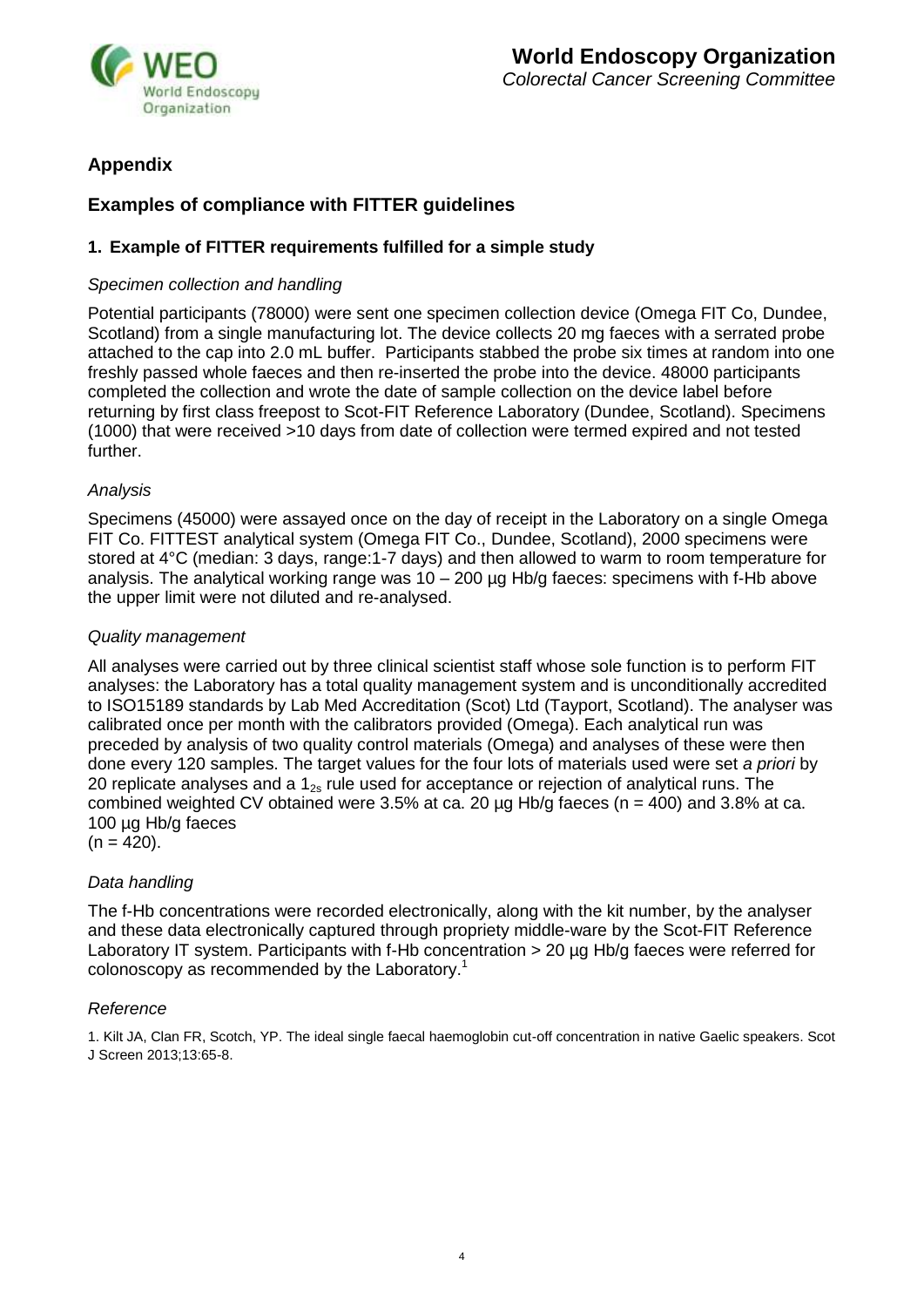## Appendix

## Examples of compliance with FITTER guidelines

### 1. Example of FITTER requirements fulfilled for a simple study

*Specimen collection and handling*

Potential participants (78000) were sent one specimen collection device (Omega FIT Co, Dundee, Scotland) from a single manufacturing lot. The device collects 20 mg faeces with a serrated probe attached to the cap into 2.0 mL buffer. Participants stabbed the probe six times at random into one freshly passed whole faeces and then re-inserted the probe into the device. 48000 participants completed the collection and wrote the date of sample collection on the device label before returning by first class freepost to Scot-FIT Reference Laboratory (Dundee, Scotland). Specimens (1000) that were received >10 days from date of collection were termed expired and not tested further.

*Analysis*

Specimens (45000) were assayed once on the day of receipt in the Laboratory on a single Omega FIT Co. FITTEST analytical system (Omega FIT Co., Dundee, Scotland), 2000 specimens were stored at 4°C (median: 3 days, range:1-7 days) and then allowed to warm to room temperature for analysis. The analytical working range was 10 – 200 µg Hb/g faeces: specimens with f-Hb above the upper limit were not diluted and re-analysed.

*Quality management*

All analyses were carried out by three clinical scientist staff whose sole function is to perform FIT analyses: the Laboratory has a total quality management system and is unconditionally accredited to ISO15189 standards by Lab Med Accreditation (Scot) Ltd (Tayport, Scotland). The analyser was calibrated once per month with the calibrators provided (Omega). Each analytical run was preceded by analysis of two quality control materials (Omega) and analyses of these were then done every 120 samples. The target values for the four lots of materials used were set *a priori* by 20 replicate analyses and a $1_{2s}$ rule used for acceptance or rejection of analytical runs. The combined weighted CV obtained were 3.5% at ca. 20 µg Hb/g faeces (n = 400) and 3.8% at ca. 100 µg Hb/g faeces (n = 420).

*Data handling*

The f-Hb concentrations were recorded electronically, along with the kit number, by the analyser and these data electronically captured through propriety middle-ware by the Scot-FIT Reference Laboratory IT system. Participants with f-Hb concentration > 20 µg Hb/g faeces were referred for colonoscopy as recommended by the Laboratory.[1]

*Reference*

1. Kilt JA, Clan FR, Scotch, YP. The ideal single faecal haemoglobin cut-off concentration in native Gaelic speakers. Scot J Screen 2013;13:65-8.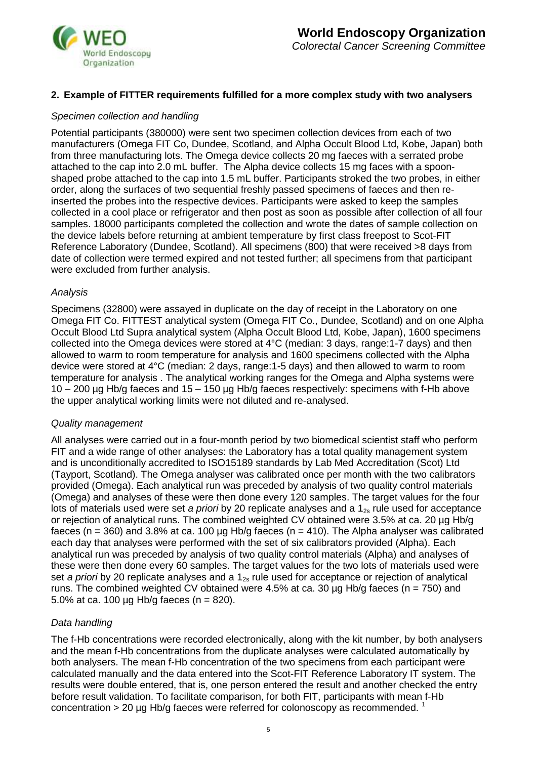## 2. Example of FITTER requirements fulfilled for a more complex study with two analysers

*Specimen collection and handling*

Potential participants (380000) were sent two specimen collection devices from each of two manufacturers (Omega FIT Co, Dundee, Scotland, and Alpha Occult Blood Ltd, Kobe, Japan) both from three manufacturing lots. The Omega device collects 20 mg faeces with a serrated probe attached to the cap into 2.0 mL buffer. The Alpha device collects 15 mg faces with a spoon-shaped probe attached to the cap into 1.5 mL buffer. Participants stroked the two probes, in either order, along the surfaces of two sequential freshly passed specimens of faeces and then re-inserted the probes into the respective devices. Participants were asked to keep the samples collected in a cool place or refrigerator and then post as soon as possible after collection of all four samples. 18000 participants completed the collection and wrote the dates of sample collection on the device labels before returning at ambient temperature by first class freepost to Scot-FIT Reference Laboratory (Dundee, Scotland). All specimens (800) that were received >8 days from date of collection were termed expired and not tested further; all specimens from that participant were excluded from further analysis.

*Analysis*

Specimens (32800) were assayed in duplicate on the day of receipt in the Laboratory on one Omega FIT Co. FITTEST analytical system (Omega FIT Co., Dundee, Scotland) and on one Alpha Occult Blood Ltd Supra analytical system (Alpha Occult Blood Ltd, Kobe, Japan), 1600 specimens collected into the Omega devices were stored at 4°C (median: 3 days, range:1-7 days) and then allowed to warm to room temperature for analysis and 1600 specimens collected with the Alpha device were stored at 4°C (median: 2 days, range:1-5 days) and then allowed to warm to room temperature for analysis . The analytical working ranges for the Omega and Alpha systems were 10 – 200 µg Hb/g faeces and 15 – 150 µg Hb/g faeces respectively: specimens with f-Hb above the upper analytical working limits were not diluted and re-analysed.

*Quality management*

All analyses were carried out in a four-month period by two biomedical scientist staff who perform FIT and a wide range of other analyses: the Laboratory has a total quality management system and is unconditionally accredited to ISO15189 standards by Lab Med Accreditation (Scot) Ltd (Tayport, Scotland). The Omega analyser was calibrated once per month with the two calibrators provided (Omega). Each analytical run was preceded by analysis of two quality control materials (Omega) and analyses of these were then done every 120 samples. The target values for the four lots of materials used were set *a priori* by 20 replicate analyses and a $1_{2s}$ rule used for acceptance or rejection of analytical runs. The combined weighted CV obtained were 3.5% at ca. 20 µg Hb/g faeces (n = 360) and 3.8% at ca. 100 µg Hb/g faeces (n = 410). The Alpha analyser was calibrated each day that analyses were performed with the set of six calibrators provided (Alpha). Each analytical run was preceded by analysis of two quality control materials (Alpha) and analyses of these were then done every 60 samples. The target values for the two lots of materials used were set *a priori* by 20 replicate analyses and a $1_{2s}$ rule used for acceptance or rejection of analytical runs. The combined weighted CV obtained were 4.5% at ca. 30 µg Hb/g faeces (n = 750) and 5.0% at ca. 100 µg Hb/g faeces (n = 820).

*Data handling*

The f-Hb concentrations were recorded electronically, along with the kit number, by both analysers and the mean f-Hb concentrations from the duplicate analyses were calculated automatically by both analysers. The mean f-Hb concentration of the two specimens from each participant were calculated manually and the data entered into the Scot-FIT Reference Laboratory IT system. The results were double entered, that is, one person entered the result and another checked the entry before result validation. To facilitate comparison, for both FIT, participants with mean f-Hb concentration > 20 µg Hb/g faeces were referred for colonoscopy as recommended. [1]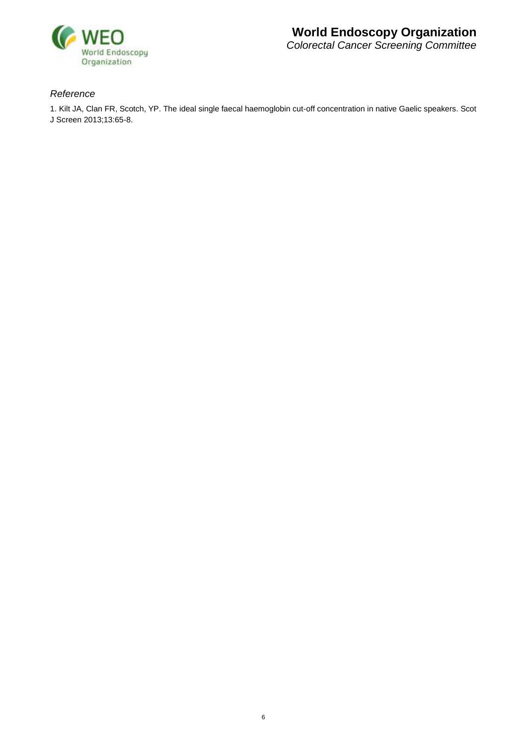*Reference*

1. Kilt JA, Clan FR, Scotch, YP. The ideal single faecal haemoglobin cut-off concentration in native Gaelic speakers. Scot J Screen 2013;13:65-8.